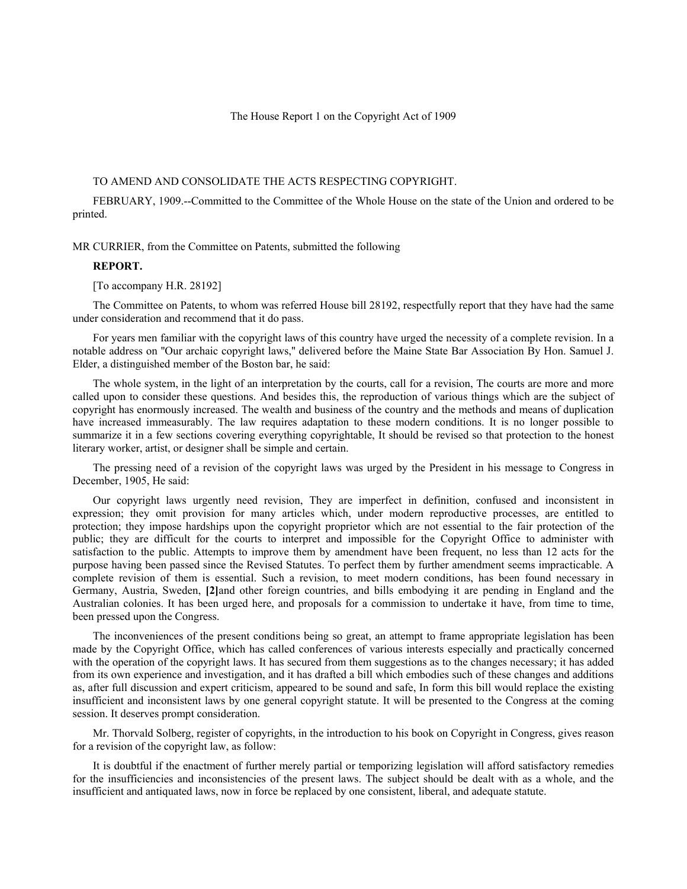The House Report 1 on the Copyright Act of 1909

TO AMEND AND CONSOLIDATE THE ACTS RESPECTING COPYRIGHT.

FEBRUARY, 1909.--Committed to the Committee of the Whole House on the state of the Union and ordered to be printed.

MR CURRIER, from the Committee on Patents, submitted the following

**REPORT.**

[To accompany H.R. 28192]

The Committee on Patents, to whom was referred House bill 28192, respectfully report that they have had the same under consideration and recommend that it do pass.

For years men familiar with the copyright laws of this country have urged the necessity of a complete revision. In a notable address on "Our archaic copyright laws," delivered before the Maine State Bar Association By Hon. Samuel J. Elder, a distinguished member of the Boston bar, he said:

The whole system, in the light of an interpretation by the courts, call for a revision, The courts are more and more called upon to consider these questions. And besides this, the reproduction of various things which are the subject of copyright has enormously increased. The wealth and business of the country and the methods and means of duplication have increased immeasurably. The law requires adaptation to these modern conditions. It is no longer possible to summarize it in a few sections covering everything copyrightable, It should be revised so that protection to the honest literary worker, artist, or designer shall be simple and certain.

The pressing need of a revision of the copyright laws was urged by the President in his message to Congress in December, 1905, He said:

Our copyright laws urgently need revision, They are imperfect in definition, confused and inconsistent in expression; they omit provision for many articles which, under modern reproductive processes, are entitled to protection; they impose hardships upon the copyright proprietor which are not essential to the fair protection of the public; they are difficult for the courts to interpret and impossible for the Copyright Office to administer with satisfaction to the public. Attempts to improve them by amendment have been frequent, no less than 12 acts for the purpose having been passed since the Revised Statutes. To perfect them by further amendment seems impracticable. A complete revision of them is essential. Such a revision, to meet modern conditions, has been found necessary in Germany, Austria, Sweden, **[2]**and other foreign countries, and bills embodying it are pending in England and the Australian colonies. It has been urged here, and proposals for a commission to undertake it have, from time to time, been pressed upon the Congress.

The inconveniences of the present conditions being so great, an attempt to frame appropriate legislation has been made by the Copyright Office, which has called conferences of various interests especially and practically concerned with the operation of the copyright laws. It has secured from them suggestions as to the changes necessary; it has added from its own experience and investigation, and it has drafted a bill which embodies such of these changes and additions as, after full discussion and expert criticism, appeared to be sound and safe, In form this bill would replace the existing insufficient and inconsistent laws by one general copyright statute. It will be presented to the Congress at the coming session. It deserves prompt consideration.

Mr. Thorvald Solberg, register of copyrights, in the introduction to his book on Copyright in Congress, gives reason for a revision of the copyright law, as follow:

It is doubtful if the enactment of further merely partial or temporizing legislation will afford satisfactory remedies for the insufficiencies and inconsistencies of the present laws. The subject should be dealt with as a whole, and the insufficient and antiquated laws, now in force be replaced by one consistent, liberal, and adequate statute.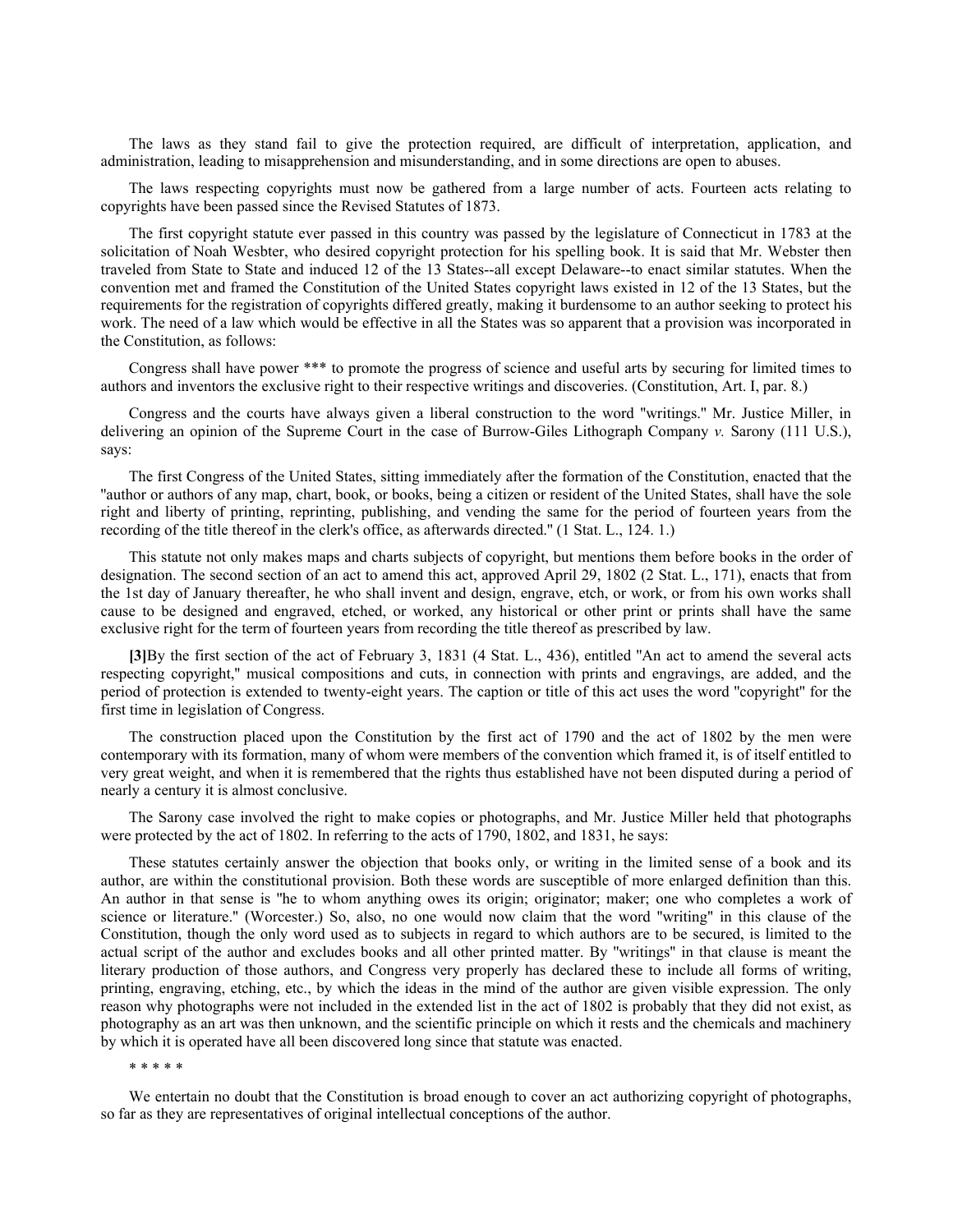The laws as they stand fail to give the protection required, are difficult of interpretation, application, and administration, leading to misapprehension and misunderstanding, and in some directions are open to abuses.

The laws respecting copyrights must now be gathered from a large number of acts. Fourteen acts relating to copyrights have been passed since the Revised Statutes of 1873.

The first copyright statute ever passed in this country was passed by the legislature of Connecticut in 1783 at the solicitation of Noah Wesbter, who desired copyright protection for his spelling book. It is said that Mr. Webster then traveled from State to State and induced 12 of the 13 States--all except Delaware--to enact similar statutes. When the convention met and framed the Constitution of the United States copyright laws existed in 12 of the 13 States, but the requirements for the registration of copyrights differed greatly, making it burdensome to an author seeking to protect his work. The need of a law which would be effective in all the States was so apparent that a provision was incorporated in the Constitution, as follows:

Congress shall have power *** to promote the progress of science and useful arts by securing for limited times to authors and inventors the exclusive right to their respective writings and discoveries. (Constitution, Art. I, par. 8.)

Congress and the courts have always given a liberal construction to the word "writings." Mr. Justice Miller, in delivering an opinion of the Supreme Court in the case of Burrow-Giles Lithograph Company *v.* Sarony (111 U.S.), says:

The first Congress of the United States, sitting immediately after the formation of the Constitution, enacted that the "author or authors of any map, chart, book, or books, being a citizen or resident of the United States, shall have the sole right and liberty of printing, reprinting, publishing, and vending the same for the period of fourteen years from the recording of the title thereof in the clerk's office, as afterwards directed." (1 Stat. L., 124. 1.)

This statute not only makes maps and charts subjects of copyright, but mentions them before books in the order of designation. The second section of an act to amend this act, approved April 29, 1802 (2 Stat. L., 171), enacts that from the 1st day of January thereafter, he who shall invent and design, engrave, etch, or work, or from his own works shall cause to be designed and engraved, etched, or worked, any historical or other print or prints shall have the same exclusive right for the term of fourteen years from recording the title thereof as prescribed by law.

**[3]**By the first section of the act of February 3, 1831 (4 Stat. L., 436), entitled "An act to amend the several acts respecting copyright," musical compositions and cuts, in connection with prints and engravings, are added, and the period of protection is extended to twenty-eight years. The caption or title of this act uses the word "copyright" for the first time in legislation of Congress.

The construction placed upon the Constitution by the first act of 1790 and the act of 1802 by the men were contemporary with its formation, many of whom were members of the convention which framed it, is of itself entitled to very great weight, and when it is remembered that the rights thus established have not been disputed during a period of nearly a century it is almost conclusive.

The Sarony case involved the right to make copies or photographs, and Mr. Justice Miller held that photographs were protected by the act of 1802. In referring to the acts of 1790, 1802, and 1831, he says:

These statutes certainly answer the objection that books only, or writing in the limited sense of a book and its author, are within the constitutional provision. Both these words are susceptible of more enlarged definition than this. An author in that sense is "he to whom anything owes its origin; originator; maker; one who completes a work of science or literature." (Worcester.) So, also, no one would now claim that the word "writing" in this clause of the Constitution, though the only word used as to subjects in regard to which authors are to be secured, is limited to the actual script of the author and excludes books and all other printed matter. By "writings" in that clause is meant the literary production of those authors, and Congress very properly has declared these to include all forms of writing, printing, engraving, etching, etc., by which the ideas in the mind of the author are given visible expression. The only reason why photographs were not included in the extended list in the act of 1802 is probably that they did not exist, as photography as an art was then unknown, and the scientific principle on which it rests and the chemicals and machinery by which it is operated have all been discovered long since that statute was enacted.

* * * * *

We entertain no doubt that the Constitution is broad enough to cover an act authorizing copyright of photographs, so far as they are representatives of original intellectual conceptions of the author.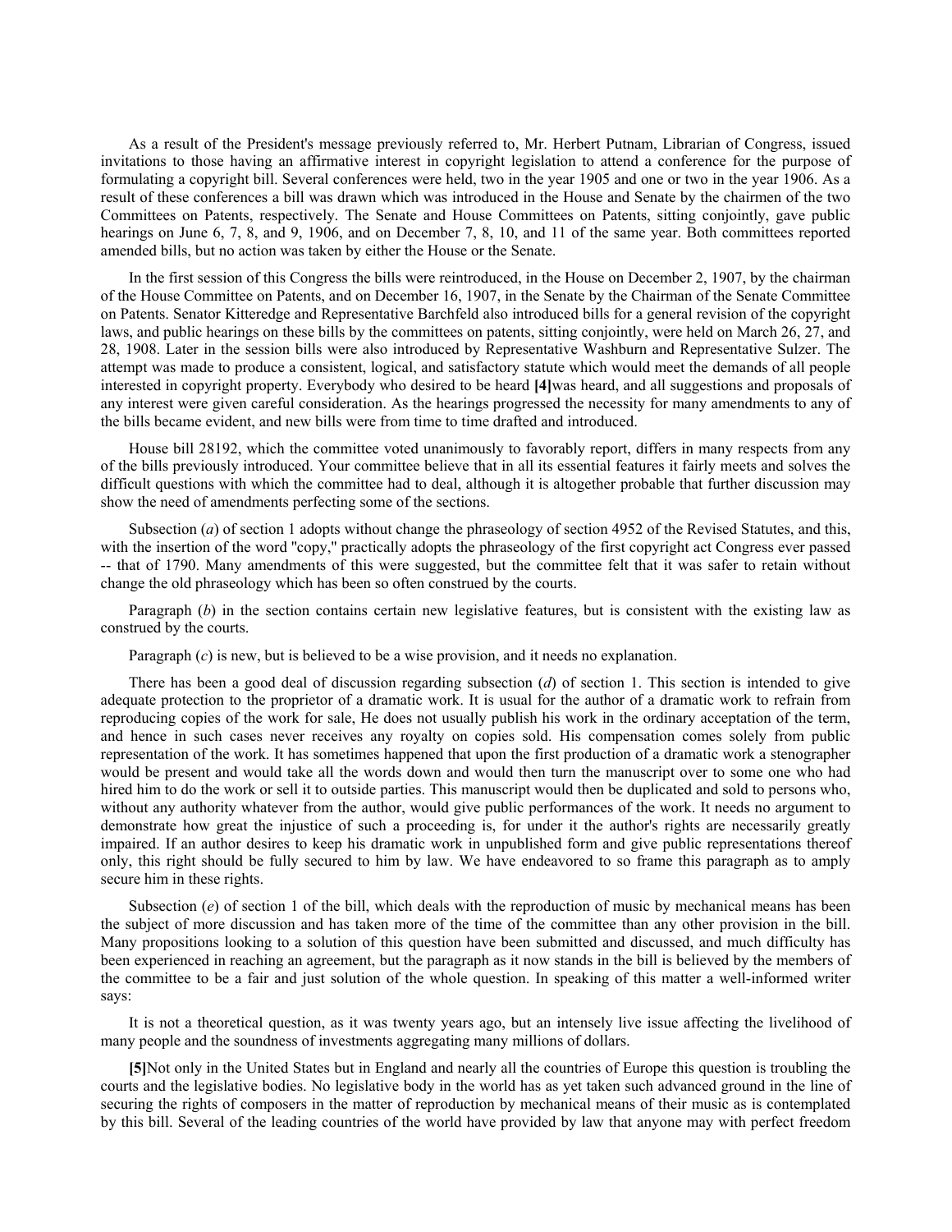As a result of the President's message previously referred to, Mr. Herbert Putnam, Librarian of Congress, issued invitations to those having an affirmative interest in copyright legislation to attend a conference for the purpose of formulating a copyright bill. Several conferences were held, two in the year 1905 and one or two in the year 1906. As a result of these conferences a bill was drawn which was introduced in the House and Senate by the chairmen of the two Committees on Patents, respectively. The Senate and House Committees on Patents, sitting conjointly, gave public hearings on June 6, 7, 8, and 9, 1906, and on December 7, 8, 10, and 11 of the same year. Both committees reported amended bills, but no action was taken by either the House or the Senate.

In the first session of this Congress the bills were reintroduced, in the House on December 2, 1907, by the chairman of the House Committee on Patents, and on December 16, 1907, in the Senate by the Chairman of the Senate Committee on Patents. Senator Kitteredge and Representative Barchfeld also introduced bills for a general revision of the copyright laws, and public hearings on these bills by the committees on patents, sitting conjointly, were held on March 26, 27, and 28, 1908. Later in the session bills were also introduced by Representative Washburn and Representative Sulzer. The attempt was made to produce a consistent, logical, and satisfactory statute which would meet the demands of all people interested in copyright property. Everybody who desired to be heard **[4]**was heard, and all suggestions and proposals of any interest were given careful consideration. As the hearings progressed the necessity for many amendments to any of the bills became evident, and new bills were from time to time drafted and introduced.

House bill 28192, which the committee voted unanimously to favorably report, differs in many respects from any of the bills previously introduced. Your committee believe that in all its essential features it fairly meets and solves the difficult questions with which the committee had to deal, although it is altogether probable that further discussion may show the need of amendments perfecting some of the sections.

Subsection (*a*) of section 1 adopts without change the phraseology of section 4952 of the Revised Statutes, and this, with the insertion of the word "copy," practically adopts the phraseology of the first copyright act Congress ever passed -- that of 1790. Many amendments of this were suggested, but the committee felt that it was safer to retain without change the old phraseology which has been so often construed by the courts.

Paragraph (*b*) in the section contains certain new legislative features, but is consistent with the existing law as construed by the courts.

Paragraph (*c*) is new, but is believed to be a wise provision, and it needs no explanation.

There has been a good deal of discussion regarding subsection (*d*) of section 1. This section is intended to give adequate protection to the proprietor of a dramatic work. It is usual for the author of a dramatic work to refrain from reproducing copies of the work for sale, He does not usually publish his work in the ordinary acceptation of the term, and hence in such cases never receives any royalty on copies sold. His compensation comes solely from public representation of the work. It has sometimes happened that upon the first production of a dramatic work a stenographer would be present and would take all the words down and would then turn the manuscript over to some one who had hired him to do the work or sell it to outside parties. This manuscript would then be duplicated and sold to persons who, without any authority whatever from the author, would give public performances of the work. It needs no argument to demonstrate how great the injustice of such a proceeding is, for under it the author's rights are necessarily greatly impaired. If an author desires to keep his dramatic work in unpublished form and give public representations thereof only, this right should be fully secured to him by law. We have endeavored to so frame this paragraph as to amply secure him in these rights.

Subsection (*e*) of section 1 of the bill, which deals with the reproduction of music by mechanical means has been the subject of more discussion and has taken more of the time of the committee than any other provision in the bill. Many propositions looking to a solution of this question have been submitted and discussed, and much difficulty has been experienced in reaching an agreement, but the paragraph as it now stands in the bill is believed by the members of the committee to be a fair and just solution of the whole question. In speaking of this matter a well-informed writer says:

It is not a theoretical question, as it was twenty years ago, but an intensely live issue affecting the livelihood of many people and the soundness of investments aggregating many millions of dollars.

**[5]**Not only in the United States but in England and nearly all the countries of Europe this question is troubling the courts and the legislative bodies. No legislative body in the world has as yet taken such advanced ground in the line of securing the rights of composers in the matter of reproduction by mechanical means of their music as is contemplated by this bill. Several of the leading countries of the world have provided by law that anyone may with perfect freedom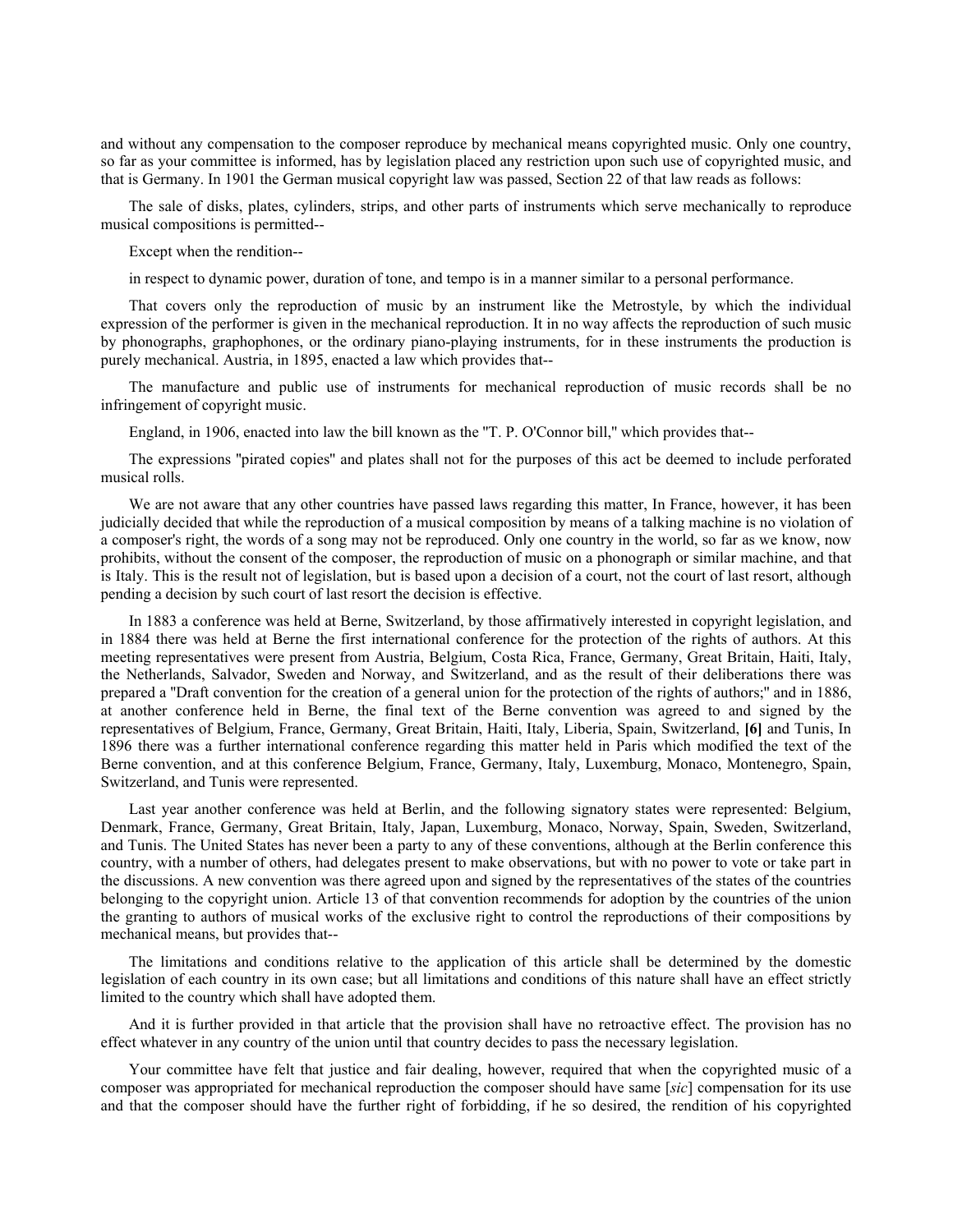and without any compensation to the composer reproduce by mechanical means copyrighted music. Only one country, so far as your committee is informed, has by legislation placed any restriction upon such use of copyrighted music, and that is Germany. In 1901 the German musical copyright law was passed, Section 22 of that law reads as follows:

The sale of disks, plates, cylinders, strips, and other parts of instruments which serve mechanically to reproduce musical compositions is permitted--

Except when the rendition--

in respect to dynamic power, duration of tone, and tempo is in a manner similar to a personal performance.

That covers only the reproduction of music by an instrument like the Metrostyle, by which the individual expression of the performer is given in the mechanical reproduction. It in no way affects the reproduction of such music by phonographs, graphophones, or the ordinary piano-playing instruments, for in these instruments the production is purely mechanical. Austria, in 1895, enacted a law which provides that--

The manufacture and public use of instruments for mechanical reproduction of music records shall be no infringement of copyright music.

England, in 1906, enacted into law the bill known as the "T. P. O'Connor bill," which provides that--

The expressions "pirated copies" and plates shall not for the purposes of this act be deemed to include perforated musical rolls.

We are not aware that any other countries have passed laws regarding this matter, In France, however, it has been judicially decided that while the reproduction of a musical composition by means of a talking machine is no violation of a composer's right, the words of a song may not be reproduced. Only one country in the world, so far as we know, now prohibits, without the consent of the composer, the reproduction of music on a phonograph or similar machine, and that is Italy. This is the result not of legislation, but is based upon a decision of a court, not the court of last resort, although pending a decision by such court of last resort the decision is effective.

In 1883 a conference was held at Berne, Switzerland, by those affirmatively interested in copyright legislation, and in 1884 there was held at Berne the first international conference for the protection of the rights of authors. At this meeting representatives were present from Austria, Belgium, Costa Rica, France, Germany, Great Britain, Haiti, Italy, the Netherlands, Salvador, Sweden and Norway, and Switzerland, and as the result of their deliberations there was prepared a "Draft convention for the creation of a general union for the protection of the rights of authors;" and in 1886, at another conference held in Berne, the final text of the Berne convention was agreed to and signed by the representatives of Belgium, France, Germany, Great Britain, Haiti, Italy, Liberia, Spain, Switzerland, **[6]** and Tunis, In 1896 there was a further international conference regarding this matter held in Paris which modified the text of the Berne convention, and at this conference Belgium, France, Germany, Italy, Luxemburg, Monaco, Montenegro, Spain, Switzerland, and Tunis were represented.

Last year another conference was held at Berlin, and the following signatory states were represented: Belgium, Denmark, France, Germany, Great Britain, Italy, Japan, Luxemburg, Monaco, Norway, Spain, Sweden, Switzerland, and Tunis. The United States has never been a party to any of these conventions, although at the Berlin conference this country, with a number of others, had delegates present to make observations, but with no power to vote or take part in the discussions. A new convention was there agreed upon and signed by the representatives of the states of the countries belonging to the copyright union. Article 13 of that convention recommends for adoption by the countries of the union the granting to authors of musical works of the exclusive right to control the reproductions of their compositions by mechanical means, but provides that--

The limitations and conditions relative to the application of this article shall be determined by the domestic legislation of each country in its own case; but all limitations and conditions of this nature shall have an effect strictly limited to the country which shall have adopted them.

And it is further provided in that article that the provision shall have no retroactive effect. The provision has no effect whatever in any country of the union until that country decides to pass the necessary legislation.

Your committee have felt that justice and fair dealing, however, required that when the copyrighted music of a composer was appropriated for mechanical reproduction the composer should have same [*sic*] compensation for its use and that the composer should have the further right of forbidding, if he so desired, the rendition of his copyrighted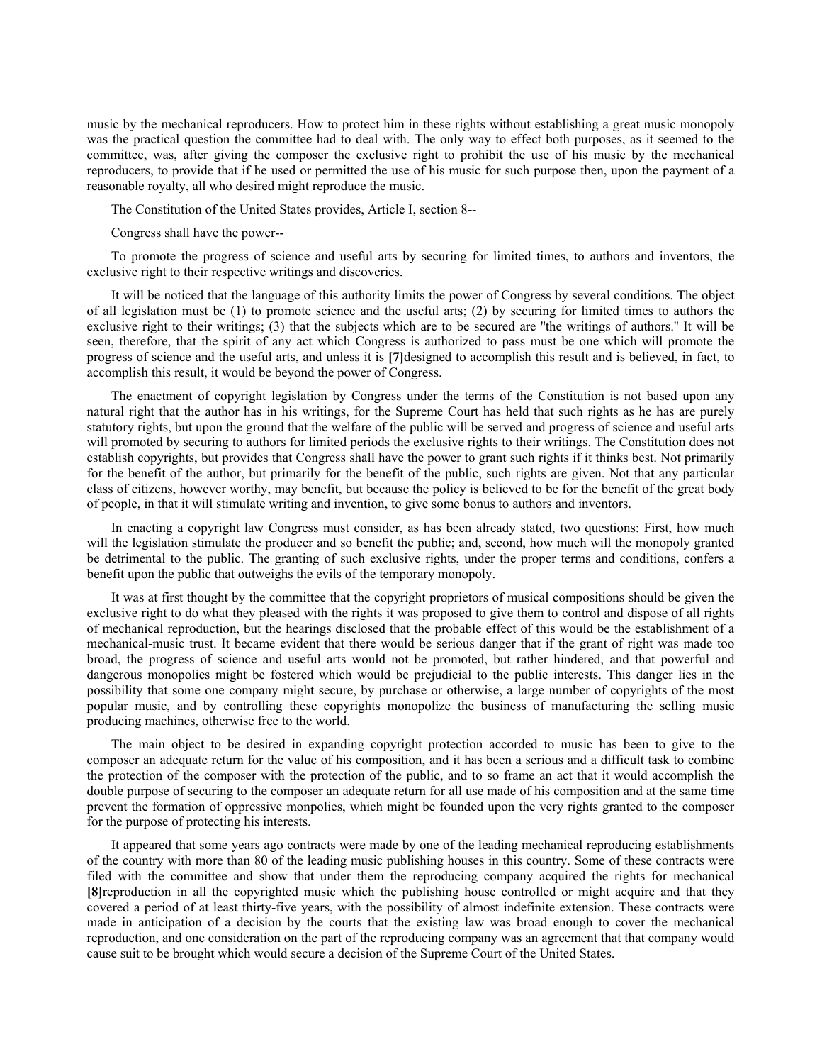music by the mechanical reproducers. How to protect him in these rights without establishing a great music monopoly was the practical question the committee had to deal with. The only way to effect both purposes, as it seemed to the committee, was, after giving the composer the exclusive right to prohibit the use of his music by the mechanical reproducers, to provide that if he used or permitted the use of his music for such purpose then, upon the payment of a reasonable royalty, all who desired might reproduce the music.

The Constitution of the United States provides, Article I, section 8--

Congress shall have the power--

To promote the progress of science and useful arts by securing for limited times, to authors and inventors, the exclusive right to their respective writings and discoveries.

It will be noticed that the language of this authority limits the power of Congress by several conditions. The object of all legislation must be (1) to promote science and the useful arts; (2) by securing for limited times to authors the exclusive right to their writings; (3) that the subjects which are to be secured are "the writings of authors." It will be seen, therefore, that the spirit of any act which Congress is authorized to pass must be one which will promote the progress of science and the useful arts, and unless it is **[7]**designed to accomplish this result and is believed, in fact, to accomplish this result, it would be beyond the power of Congress.

The enactment of copyright legislation by Congress under the terms of the Constitution is not based upon any natural right that the author has in his writings, for the Supreme Court has held that such rights as he has are purely statutory rights, but upon the ground that the welfare of the public will be served and progress of science and useful arts will promoted by securing to authors for limited periods the exclusive rights to their writings. The Constitution does not establish copyrights, but provides that Congress shall have the power to grant such rights if it thinks best. Not primarily for the benefit of the author, but primarily for the benefit of the public, such rights are given. Not that any particular class of citizens, however worthy, may benefit, but because the policy is believed to be for the benefit of the great body of people, in that it will stimulate writing and invention, to give some bonus to authors and inventors.

In enacting a copyright law Congress must consider, as has been already stated, two questions: First, how much will the legislation stimulate the producer and so benefit the public; and, second, how much will the monopoly granted be detrimental to the public. The granting of such exclusive rights, under the proper terms and conditions, confers a benefit upon the public that outweighs the evils of the temporary monopoly.

It was at first thought by the committee that the copyright proprietors of musical compositions should be given the exclusive right to do what they pleased with the rights it was proposed to give them to control and dispose of all rights of mechanical reproduction, but the hearings disclosed that the probable effect of this would be the establishment of a mechanical-music trust. It became evident that there would be serious danger that if the grant of right was made too broad, the progress of science and useful arts would not be promoted, but rather hindered, and that powerful and dangerous monopolies might be fostered which would be prejudicial to the public interests. This danger lies in the possibility that some one company might secure, by purchase or otherwise, a large number of copyrights of the most popular music, and by controlling these copyrights monopolize the business of manufacturing the selling music producing machines, otherwise free to the world.

The main object to be desired in expanding copyright protection accorded to music has been to give to the composer an adequate return for the value of his composition, and it has been a serious and a difficult task to combine the protection of the composer with the protection of the public, and to so frame an act that it would accomplish the double purpose of securing to the composer an adequate return for all use made of his composition and at the same time prevent the formation of oppressive monpolies, which might be founded upon the very rights granted to the composer for the purpose of protecting his interests.

It appeared that some years ago contracts were made by one of the leading mechanical reproducing establishments of the country with more than 80 of the leading music publishing houses in this country. Some of these contracts were filed with the committee and show that under them the reproducing company acquired the rights for mechanical **[8]**reproduction in all the copyrighted music which the publishing house controlled or might acquire and that they covered a period of at least thirty-five years, with the possibility of almost indefinite extension. These contracts were made in anticipation of a decision by the courts that the existing law was broad enough to cover the mechanical reproduction, and one consideration on the part of the reproducing company was an agreement that that company would cause suit to be brought which would secure a decision of the Supreme Court of the United States.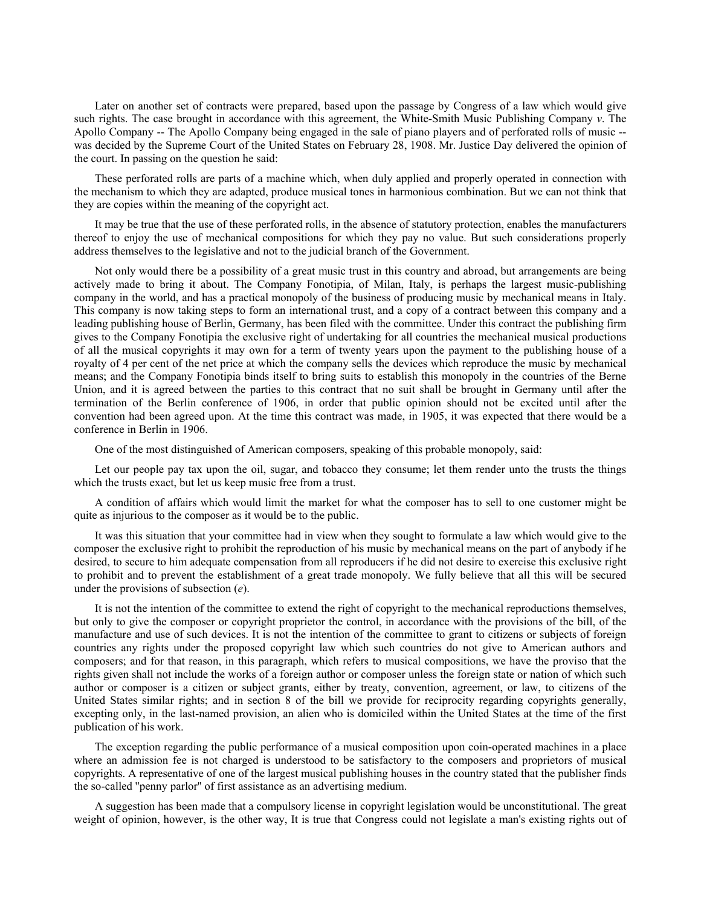Later on another set of contracts were prepared, based upon the passage by Congress of a law which would give such rights. The case brought in accordance with this agreement, the White-Smith Music Publishing Company *v.* The Apollo Company -- The Apollo Company being engaged in the sale of piano players and of perforated rolls of music -- was decided by the Supreme Court of the United States on February 28, 1908. Mr. Justice Day delivered the opinion of the court. In passing on the question he said:

These perforated rolls are parts of a machine which, when duly applied and properly operated in connection with the mechanism to which they are adapted, produce musical tones in harmonious combination. But we can not think that they are copies within the meaning of the copyright act.

It may be true that the use of these perforated rolls, in the absence of statutory protection, enables the manufacturers thereof to enjoy the use of mechanical compositions for which they pay no value. But such considerations properly address themselves to the legislative and not to the judicial branch of the Government.

Not only would there be a possibility of a great music trust in this country and abroad, but arrangements are being actively made to bring it about. The Company Fonotipia, of Milan, Italy, is perhaps the largest music-publishing company in the world, and has a practical monopoly of the business of producing music by mechanical means in Italy. This company is now taking steps to form an international trust, and a copy of a contract between this company and a leading publishing house of Berlin, Germany, has been filed with the committee. Under this contract the publishing firm gives to the Company Fonotipia the exclusive right of undertaking for all countries the mechanical musical productions of all the musical copyrights it may own for a term of twenty years upon the payment to the publishing house of a royalty of 4 per cent of the net price at which the company sells the devices which reproduce the music by mechanical means; and the Company Fonotipia binds itself to bring suits to establish this monopoly in the countries of the Berne Union, and it is agreed between the parties to this contract that no suit shall be brought in Germany until after the termination of the Berlin conference of 1906, in order that public opinion should not be excited until after the convention had been agreed upon. At the time this contract was made, in 1905, it was expected that there would be a conference in Berlin in 1906.

One of the most distinguished of American composers, speaking of this probable monopoly, said:

Let our people pay tax upon the oil, sugar, and tobacco they consume; let them render unto the trusts the things which the trusts exact, but let us keep music free from a trust.

A condition of affairs which would limit the market for what the composer has to sell to one customer might be quite as injurious to the composer as it would be to the public.

It was this situation that your committee had in view when they sought to formulate a law which would give to the composer the exclusive right to prohibit the reproduction of his music by mechanical means on the part of anybody if he desired, to secure to him adequate compensation from all reproducers if he did not desire to exercise this exclusive right to prohibit and to prevent the establishment of a great trade monopoly. We fully believe that all this will be secured under the provisions of subsection (*e*).

It is not the intention of the committee to extend the right of copyright to the mechanical reproductions themselves, but only to give the composer or copyright proprietor the control, in accordance with the provisions of the bill, of the manufacture and use of such devices. It is not the intention of the committee to grant to citizens or subjects of foreign countries any rights under the proposed copyright law which such countries do not give to American authors and composers; and for that reason, in this paragraph, which refers to musical compositions, we have the proviso that the rights given shall not include the works of a foreign author or composer unless the foreign state or nation of which such author or composer is a citizen or subject grants, either by treaty, convention, agreement, or law, to citizens of the United States similar rights; and in section 8 of the bill we provide for reciprocity regarding copyrights generally, excepting only, in the last-named provision, an alien who is domiciled within the United States at the time of the first publication of his work.

The exception regarding the public performance of a musical composition upon coin-operated machines in a place where an admission fee is not charged is understood to be satisfactory to the composers and proprietors of musical copyrights. A representative of one of the largest musical publishing houses in the country stated that the publisher finds the so-called "penny parlor" of first assistance as an advertising medium.

A suggestion has been made that a compulsory license in copyright legislation would be unconstitutional. The great weight of opinion, however, is the other way, It is true that Congress could not legislate a man's existing rights out of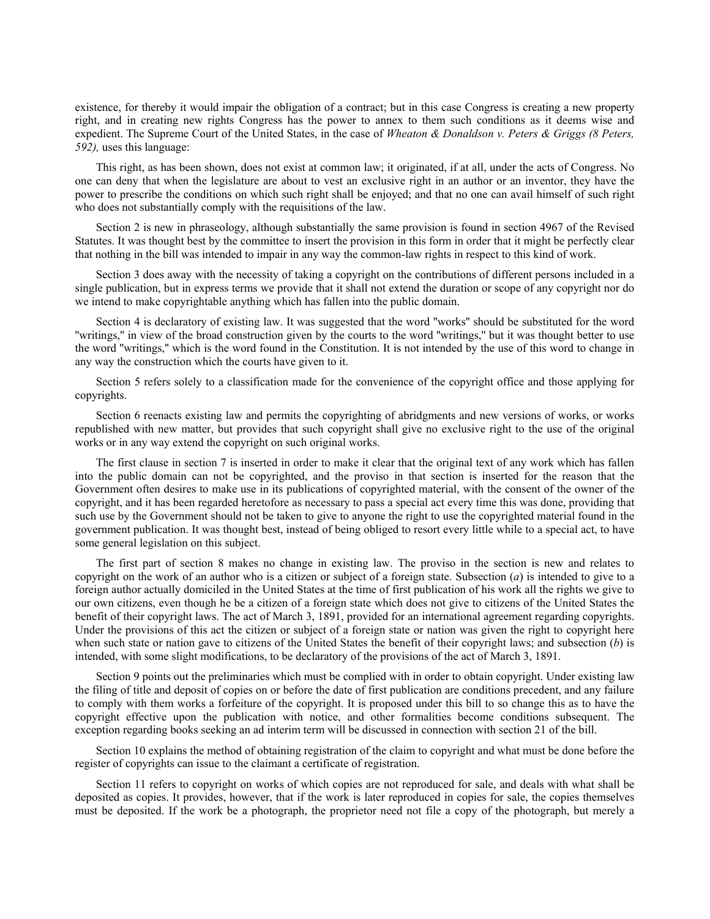existence, for thereby it would impair the obligation of a contract; but in this case Congress is creating a new property right, and in creating new rights Congress has the power to annex to them such conditions as it deems wise and expedient. The Supreme Court of the United States, in the case of *Wheaton & Donaldson v. Peters & Griggs (8 Peters, 592),* uses this language:

This right, as has been shown, does not exist at common law; it originated, if at all, under the acts of Congress. No one can deny that when the legislature are about to vest an exclusive right in an author or an inventor, they have the power to prescribe the conditions on which such right shall be enjoyed; and that no one can avail himself of such right who does not substantially comply with the requisitions of the law.

Section 2 is new in phraseology, although substantially the same provision is found in section 4967 of the Revised Statutes. It was thought best by the committee to insert the provision in this form in order that it might be perfectly clear that nothing in the bill was intended to impair in any way the common-law rights in respect to this kind of work.

Section 3 does away with the necessity of taking a copyright on the contributions of different persons included in a single publication, but in express terms we provide that it shall not extend the duration or scope of any copyright nor do we intend to make copyrightable anything which has fallen into the public domain.

Section 4 is declaratory of existing law. It was suggested that the word "works" should be substituted for the word "writings," in view of the broad construction given by the courts to the word "writings," but it was thought better to use the word "writings," which is the word found in the Constitution. It is not intended by the use of this word to change in any way the construction which the courts have given to it.

Section 5 refers solely to a classification made for the convenience of the copyright office and those applying for copyrights.

Section 6 reenacts existing law and permits the copyrighting of abridgments and new versions of works, or works republished with new matter, but provides that such copyright shall give no exclusive right to the use of the original works or in any way extend the copyright on such original works.

The first clause in section 7 is inserted in order to make it clear that the original text of any work which has fallen into the public domain can not be copyrighted, and the proviso in that section is inserted for the reason that the Government often desires to make use in its publications of copyrighted material, with the consent of the owner of the copyright, and it has been regarded heretofore as necessary to pass a special act every time this was done, providing that such use by the Government should not be taken to give to anyone the right to use the copyrighted material found in the government publication. It was thought best, instead of being obliged to resort every little while to a special act, to have some general legislation on this subject.

The first part of section 8 makes no change in existing law. The proviso in the section is new and relates to copyright on the work of an author who is a citizen or subject of a foreign state. Subsection (*a*) is intended to give to a foreign author actually domiciled in the United States at the time of first publication of his work all the rights we give to our own citizens, even though he be a citizen of a foreign state which does not give to citizens of the United States the benefit of their copyright laws. The act of March 3, 1891, provided for an international agreement regarding copyrights. Under the provisions of this act the citizen or subject of a foreign state or nation was given the right to copyright here when such state or nation gave to citizens of the United States the benefit of their copyright laws; and subsection (*b*) is intended, with some slight modifications, to be declaratory of the provisions of the act of March 3, 1891.

Section 9 points out the preliminaries which must be complied with in order to obtain copyright. Under existing law the filing of title and deposit of copies on or before the date of first publication are conditions precedent, and any failure to comply with them works a forfeiture of the copyright. It is proposed under this bill to so change this as to have the copyright effective upon the publication with notice, and other formalities become conditions subsequent. The exception regarding books seeking an ad interim term will be discussed in connection with section 21 of the bill.

Section 10 explains the method of obtaining registration of the claim to copyright and what must be done before the register of copyrights can issue to the claimant a certificate of registration.

Section 11 refers to copyright on works of which copies are not reproduced for sale, and deals with what shall be deposited as copies. It provides, however, that if the work is later reproduced in copies for sale, the copies themselves must be deposited. If the work be a photograph, the proprietor need not file a copy of the photograph, but merely a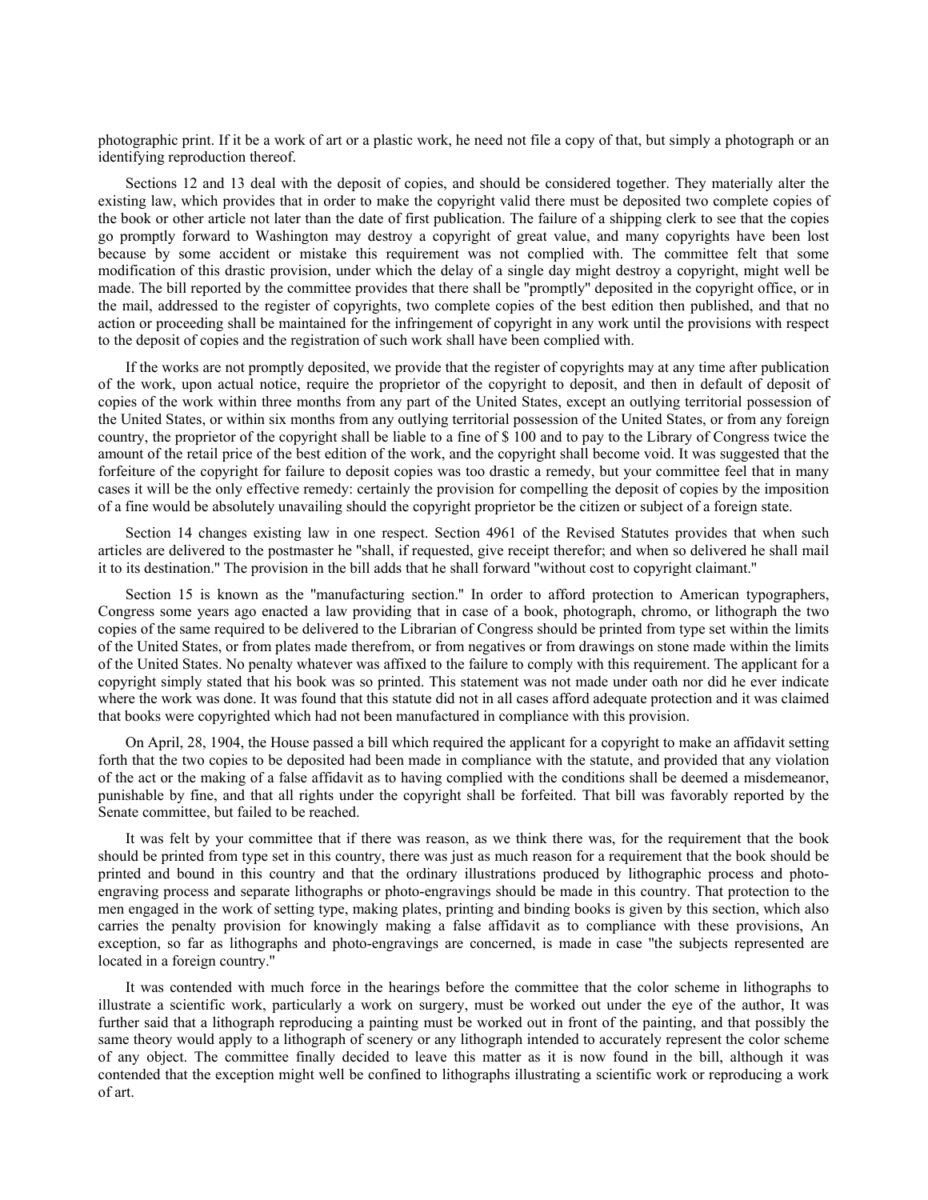photographic print. If it be a work of art or a plastic work, he need not file a copy of that, but simply a photograph or an identifying reproduction thereof.

Sections 12 and 13 deal with the deposit of copies, and should be considered together. They materially alter the existing law, which provides that in order to make the copyright valid there must be deposited two complete copies of the book or other article not later than the date of first publication. The failure of a shipping clerk to see that the copies go promptly forward to Washington may destroy a copyright of great value, and many copyrights have been lost because by some accident or mistake this requirement was not complied with. The committee felt that some modification of this drastic provision, under which the delay of a single day might destroy a copyright, might well be made. The bill reported by the committee provides that there shall be "promptly" deposited in the copyright office, or in the mail, addressed to the register of copyrights, two complete copies of the best edition then published, and that no action or proceeding shall be maintained for the infringement of copyright in any work until the provisions with respect to the deposit of copies and the registration of such work shall have been complied with.

If the works are not promptly deposited, we provide that the register of copyrights may at any time after publication of the work, upon actual notice, require the proprietor of the copyright to deposit, and then in default of deposit of copies of the work within three months from any part of the United States, except an outlying territorial possession of the United States, or within six months from any outlying territorial possession of the United States, or from any foreign country, the proprietor of the copyright shall be liable to a fine of $ 100 and to pay to the Library of Congress twice the amount of the retail price of the best edition of the work, and the copyright shall become void. It was suggested that the forfeiture of the copyright for failure to deposit copies was too drastic a remedy, but your committee feel that in many cases it will be the only effective remedy: certainly the provision for compelling the deposit of copies by the imposition of a fine would be absolutely unavailing should the copyright proprietor be the citizen or subject of a foreign state.

Section 14 changes existing law in one respect. Section 4961 of the Revised Statutes provides that when such articles are delivered to the postmaster he "shall, if requested, give receipt therefor; and when so delivered he shall mail it to its destination." The provision in the bill adds that he shall forward "without cost to copyright claimant."

Section 15 is known as the "manufacturing section." In order to afford protection to American typographers, Congress some years ago enacted a law providing that in case of a book, photograph, chromo, or lithograph the two copies of the same required to be delivered to the Librarian of Congress should be printed from type set within the limits of the United States, or from plates made therefrom, or from negatives or from drawings on stone made within the limits of the United States. No penalty whatever was affixed to the failure to comply with this requirement. The applicant for a copyright simply stated that his book was so printed. This statement was not made under oath nor did he ever indicate where the work was done. It was found that this statute did not in all cases afford adequate protection and it was claimed that books were copyrighted which had not been manufactured in compliance with this provision.

On April, 28, 1904, the House passed a bill which required the applicant for a copyright to make an affidavit setting forth that the two copies to be deposited had been made in compliance with the statute, and provided that any violation of the act or the making of a false affidavit as to having complied with the conditions shall be deemed a misdemeanor, punishable by fine, and that all rights under the copyright shall be forfeited. That bill was favorably reported by the Senate committee, but failed to be reached.

It was felt by your committee that if there was reason, as we think there was, for the requirement that the book should be printed from type set in this country, there was just as much reason for a requirement that the book should be printed and bound in this country and that the ordinary illustrations produced by lithographic process and photo-engraving process and separate lithographs or photo-engravings should be made in this country. That protection to the men engaged in the work of setting type, making plates, printing and binding books is given by this section, which also carries the penalty provision for knowingly making a false affidavit as to compliance with these provisions, An exception, so far as lithographs and photo-engravings are concerned, is made in case "the subjects represented are located in a foreign country."

It was contended with much force in the hearings before the committee that the color scheme in lithographs to illustrate a scientific work, particularly a work on surgery, must be worked out under the eye of the author, It was further said that a lithograph reproducing a painting must be worked out in front of the painting, and that possibly the same theory would apply to a lithograph of scenery or any lithograph intended to accurately represent the color scheme of any object. The committee finally decided to leave this matter as it is now found in the bill, although it was contended that the exception might well be confined to lithographs illustrating a scientific work or reproducing a work of art.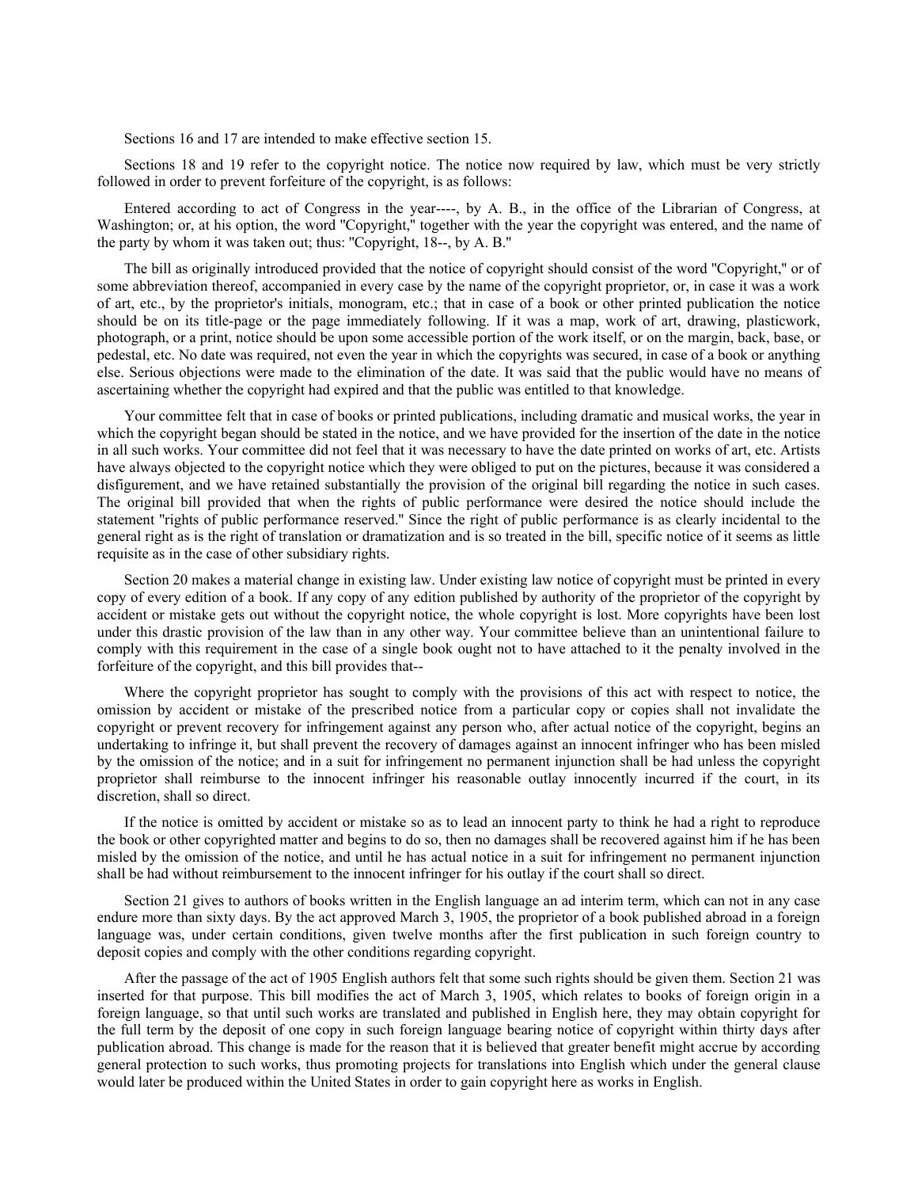Sections 16 and 17 are intended to make effective section 15.

Sections 18 and 19 refer to the copyright notice. The notice now required by law, which must be very strictly followed in order to prevent forfeiture of the copyright, is as follows:

Entered according to act of Congress in the year----, by A. B., in the office of the Librarian of Congress, at Washington; or, at his option, the word "Copyright," together with the year the copyright was entered, and the name of the party by whom it was taken out; thus: "Copyright, 18--, by A. B."

The bill as originally introduced provided that the notice of copyright should consist of the word "Copyright," or of some abbreviation thereof, accompanied in every case by the name of the copyright proprietor, or, in case it was a work of art, etc., by the proprietor's initials, monogram, etc.; that in case of a book or other printed publication the notice should be on its title-page or the page immediately following. If it was a map, work of art, drawing, plasticwork, photograph, or a print, notice should be upon some accessible portion of the work itself, or on the margin, back, base, or pedestal, etc. No date was required, not even the year in which the copyrights was secured, in case of a book or anything else. Serious objections were made to the elimination of the date. It was said that the public would have no means of ascertaining whether the copyright had expired and that the public was entitled to that knowledge.

Your committee felt that in case of books or printed publications, including dramatic and musical works, the year in which the copyright began should be stated in the notice, and we have provided for the insertion of the date in the notice in all such works. Your committee did not feel that it was necessary to have the date printed on works of art, etc. Artists have always objected to the copyright notice which they were obliged to put on the pictures, because it was considered a disfigurement, and we have retained substantially the provision of the original bill regarding the notice in such cases. The original bill provided that when the rights of public performance were desired the notice should include the statement "rights of public performance reserved." Since the right of public performance is as clearly incidental to the general right as is the right of translation or dramatization and is so treated in the bill, specific notice of it seems as little requisite as in the case of other subsidiary rights.

Section 20 makes a material change in existing law. Under existing law notice of copyright must be printed in every copy of every edition of a book. If any copy of any edition published by authority of the proprietor of the copyright by accident or mistake gets out without the copyright notice, the whole copyright is lost. More copyrights have been lost under this drastic provision of the law than in any other way. Your committee believe than an unintentional failure to comply with this requirement in the case of a single book ought not to have attached to it the penalty involved in the forfeiture of the copyright, and this bill provides that--

Where the copyright proprietor has sought to comply with the provisions of this act with respect to notice, the omission by accident or mistake of the prescribed notice from a particular copy or copies shall not invalidate the copyright or prevent recovery for infringement against any person who, after actual notice of the copyright, begins an undertaking to infringe it, but shall prevent the recovery of damages against an innocent infringer who has been misled by the omission of the notice; and in a suit for infringement no permanent injunction shall be had unless the copyright proprietor shall reimburse to the innocent infringer his reasonable outlay innocently incurred if the court, in its discretion, shall so direct.

If the notice is omitted by accident or mistake so as to lead an innocent party to think he had a right to reproduce the book or other copyrighted matter and begins to do so, then no damages shall be recovered against him if he has been misled by the omission of the notice, and until he has actual notice in a suit for infringement no permanent injunction shall be had without reimbursement to the innocent infringer for his outlay if the court shall so direct.

Section 21 gives to authors of books written in the English language an ad interim term, which can not in any case endure more than sixty days. By the act approved March 3, 1905, the proprietor of a book published abroad in a foreign language was, under certain conditions, given twelve months after the first publication in such foreign country to deposit copies and comply with the other conditions regarding copyright.

After the passage of the act of 1905 English authors felt that some such rights should be given them. Section 21 was inserted for that purpose. This bill modifies the act of March 3, 1905, which relates to books of foreign origin in a foreign language, so that until such works are translated and published in English here, they may obtain copyright for the full term by the deposit of one copy in such foreign language bearing notice of copyright within thirty days after publication abroad. This change is made for the reason that it is believed that greater benefit might accrue by according general protection to such works, thus promoting projects for translations into English which under the general clause would later be produced within the United States in order to gain copyright here as works in English.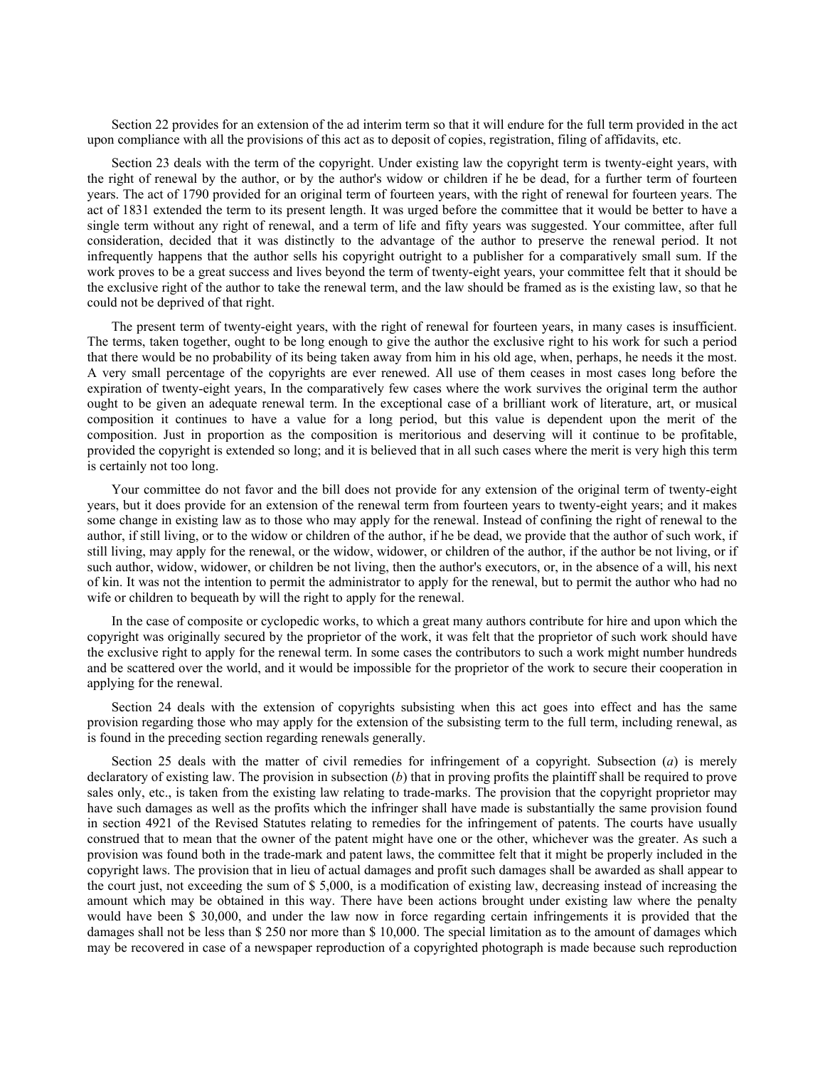Section 22 provides for an extension of the ad interim term so that it will endure for the full term provided in the act upon compliance with all the provisions of this act as to deposit of copies, registration, filing of affidavits, etc.

Section 23 deals with the term of the copyright. Under existing law the copyright term is twenty-eight years, with the right of renewal by the author, or by the author's widow or children if he be dead, for a further term of fourteen years. The act of 1790 provided for an original term of fourteen years, with the right of renewal for fourteen years. The act of 1831 extended the term to its present length. It was urged before the committee that it would be better to have a single term without any right of renewal, and a term of life and fifty years was suggested. Your committee, after full consideration, decided that it was distinctly to the advantage of the author to preserve the renewal period. It not infrequently happens that the author sells his copyright outright to a publisher for a comparatively small sum. If the work proves to be a great success and lives beyond the term of twenty-eight years, your committee felt that it should be the exclusive right of the author to take the renewal term, and the law should be framed as is the existing law, so that he could not be deprived of that right.

The present term of twenty-eight years, with the right of renewal for fourteen years, in many cases is insufficient. The terms, taken together, ought to be long enough to give the author the exclusive right to his work for such a period that there would be no probability of its being taken away from him in his old age, when, perhaps, he needs it the most. A very small percentage of the copyrights are ever renewed. All use of them ceases in most cases long before the expiration of twenty-eight years, In the comparatively few cases where the work survives the original term the author ought to be given an adequate renewal term. In the exceptional case of a brilliant work of literature, art, or musical composition it continues to have a value for a long period, but this value is dependent upon the merit of the composition. Just in proportion as the composition is meritorious and deserving will it continue to be profitable, provided the copyright is extended so long; and it is believed that in all such cases where the merit is very high this term is certainly not too long.

Your committee do not favor and the bill does not provide for any extension of the original term of twenty-eight years, but it does provide for an extension of the renewal term from fourteen years to twenty-eight years; and it makes some change in existing law as to those who may apply for the renewal. Instead of confining the right of renewal to the author, if still living, or to the widow or children of the author, if he be dead, we provide that the author of such work, if still living, may apply for the renewal, or the widow, widower, or children of the author, if the author be not living, or if such author, widow, widower, or children be not living, then the author's executors, or, in the absence of a will, his next of kin. It was not the intention to permit the administrator to apply for the renewal, but to permit the author who had no wife or children to bequeath by will the right to apply for the renewal.

In the case of composite or cyclopedic works, to which a great many authors contribute for hire and upon which the copyright was originally secured by the proprietor of the work, it was felt that the proprietor of such work should have the exclusive right to apply for the renewal term. In some cases the contributors to such a work might number hundreds and be scattered over the world, and it would be impossible for the proprietor of the work to secure their cooperation in applying for the renewal.

Section 24 deals with the extension of copyrights subsisting when this act goes into effect and has the same provision regarding those who may apply for the extension of the subsisting term to the full term, including renewal, as is found in the preceding section regarding renewals generally.

Section 25 deals with the matter of civil remedies for infringement of a copyright. Subsection (*a*) is merely declaratory of existing law. The provision in subsection (*b*) that in proving profits the plaintiff shall be required to prove sales only, etc., is taken from the existing law relating to trade-marks. The provision that the copyright proprietor may have such damages as well as the profits which the infringer shall have made is substantially the same provision found in section 4921 of the Revised Statutes relating to remedies for the infringement of patents. The courts have usually construed that to mean that the owner of the patent might have one or the other, whichever was the greater. As such a provision was found both in the trade-mark and patent laws, the committee felt that it might be properly included in the copyright laws. The provision that in lieu of actual damages and profit such damages shall be awarded as shall appear to the court just, not exceeding the sum of $ 5,000, is a modification of existing law, decreasing instead of increasing the amount which may be obtained in this way. There have been actions brought under existing law where the penalty would have been $ 30,000, and under the law now in force regarding certain infringements it is provided that the damages shall not be less than $ 250 nor more than $ 10,000. The special limitation as to the amount of damages which may be recovered in case of a newspaper reproduction of a copyrighted photograph is made because such reproduction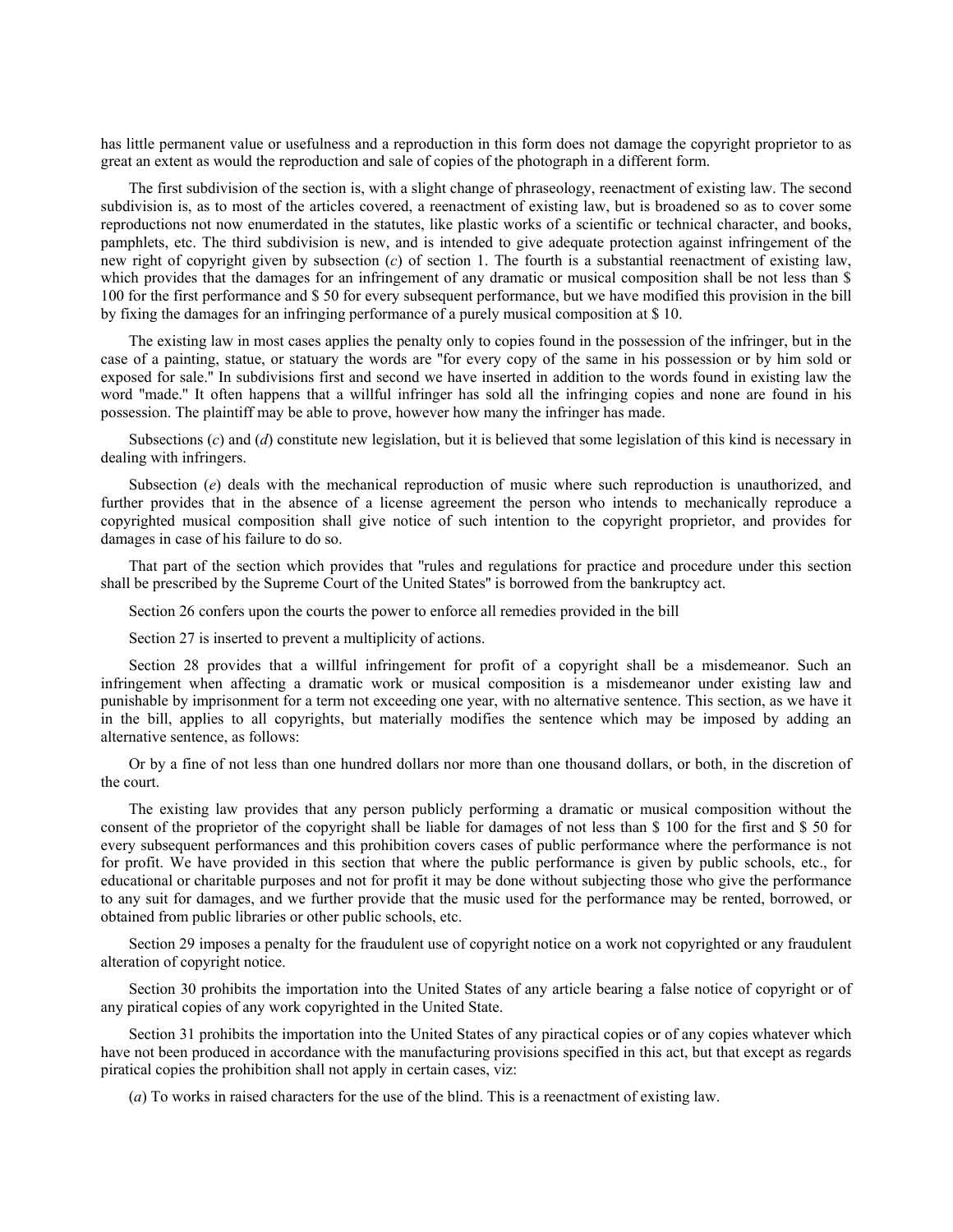has little permanent value or usefulness and a reproduction in this form does not damage the copyright proprietor to as great an extent as would the reproduction and sale of copies of the photograph in a different form.

The first subdivision of the section is, with a slight change of phraseology, reenactment of existing law. The second subdivision is, as to most of the articles covered, a reenactment of existing law, but is broadened so as to cover some reproductions not now enumerdated in the statutes, like plastic works of a scientific or technical character, and books, pamphlets, etc. The third subdivision is new, and is intended to give adequate protection against infringement of the new right of copyright given by subsection (*c*) of section 1. The fourth is a substantial reenactment of existing law, which provides that the damages for an infringement of any dramatic or musical composition shall be not less than $ 100 for the first performance and $ 50 for every subsequent performance, but we have modified this provision in the bill by fixing the damages for an infringing performance of a purely musical composition at $ 10.

The existing law in most cases applies the penalty only to copies found in the possession of the infringer, but in the case of a painting, statue, or statuary the words are "for every copy of the same in his possession or by him sold or exposed for sale." In subdivisions first and second we have inserted in addition to the words found in existing law the word "made." It often happens that a willful infringer has sold all the infringing copies and none are found in his possession. The plaintiff may be able to prove, however how many the infringer has made.

Subsections (*c*) and (*d*) constitute new legislation, but it is believed that some legislation of this kind is necessary in dealing with infringers.

Subsection (*e*) deals with the mechanical reproduction of music where such reproduction is unauthorized, and further provides that in the absence of a license agreement the person who intends to mechanically reproduce a copyrighted musical composition shall give notice of such intention to the copyright proprietor, and provides for damages in case of his failure to do so.

That part of the section which provides that "rules and regulations for practice and procedure under this section shall be prescribed by the Supreme Court of the United States" is borrowed from the bankruptcy act.

Section 26 confers upon the courts the power to enforce all remedies provided in the bill

Section 27 is inserted to prevent a multiplicity of actions.

Section 28 provides that a willful infringement for profit of a copyright shall be a misdemeanor. Such an infringement when affecting a dramatic work or musical composition is a misdemeanor under existing law and punishable by imprisonment for a term not exceeding one year, with no alternative sentence. This section, as we have it in the bill, applies to all copyrights, but materially modifies the sentence which may be imposed by adding an alternative sentence, as follows:

Or by a fine of not less than one hundred dollars nor more than one thousand dollars, or both, in the discretion of the court.

The existing law provides that any person publicly performing a dramatic or musical composition without the consent of the proprietor of the copyright shall be liable for damages of not less than $ 100 for the first and $ 50 for every subsequent performances and this prohibition covers cases of public performance where the performance is not for profit. We have provided in this section that where the public performance is given by public schools, etc., for educational or charitable purposes and not for profit it may be done without subjecting those who give the performance to any suit for damages, and we further provide that the music used for the performance may be rented, borrowed, or obtained from public libraries or other public schools, etc.

Section 29 imposes a penalty for the fraudulent use of copyright notice on a work not copyrighted or any fraudulent alteration of copyright notice.

Section 30 prohibits the importation into the United States of any article bearing a false notice of copyright or of any piratical copies of any work copyrighted in the United State.

Section 31 prohibits the importation into the United States of any piractical copies or of any copies whatever which have not been produced in accordance with the manufacturing provisions specified in this act, but that except as regards piratical copies the prohibition shall not apply in certain cases, viz:

(*a*) To works in raised characters for the use of the blind. This is a reenactment of existing law.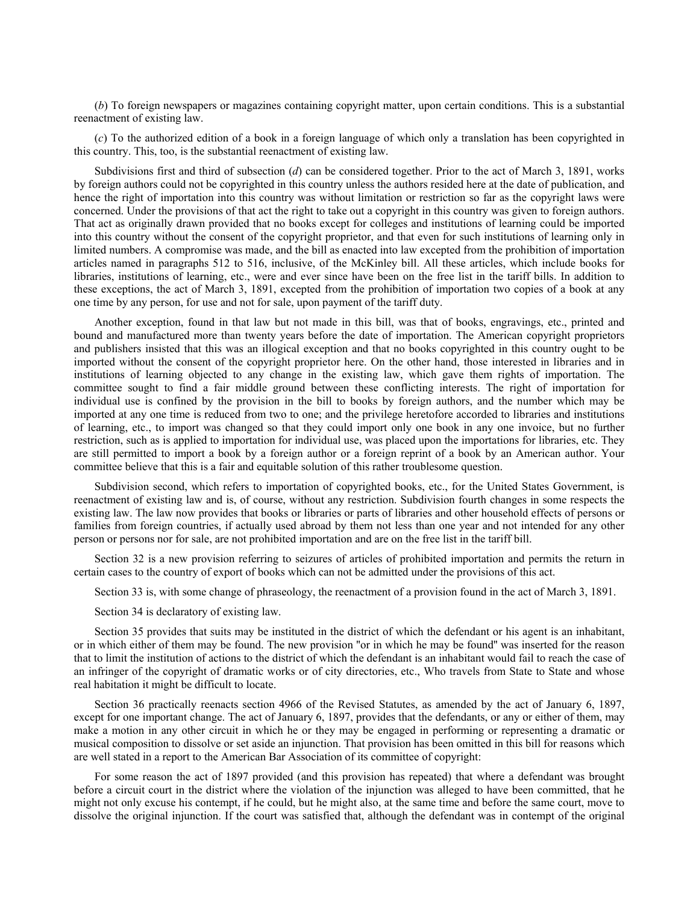(*b*) To foreign newspapers or magazines containing copyright matter, upon certain conditions. This is a substantial reenactment of existing law.

(*c*) To the authorized edition of a book in a foreign language of which only a translation has been copyrighted in this country. This, too, is the substantial reenactment of existing law.

Subdivisions first and third of subsection (*d*) can be considered together. Prior to the act of March 3, 1891, works by foreign authors could not be copyrighted in this country unless the authors resided here at the date of publication, and hence the right of importation into this country was without limitation or restriction so far as the copyright laws were concerned. Under the provisions of that act the right to take out a copyright in this country was given to foreign authors. That act as originally drawn provided that no books except for colleges and institutions of learning could be imported into this country without the consent of the copyright proprietor, and that even for such institutions of learning only in limited numbers. A compromise was made, and the bill as enacted into law excepted from the prohibition of importation articles named in paragraphs 512 to 516, inclusive, of the McKinley bill. All these articles, which include books for libraries, institutions of learning, etc., were and ever since have been on the free list in the tariff bills. In addition to these exceptions, the act of March 3, 1891, excepted from the prohibition of importation two copies of a book at any one time by any person, for use and not for sale, upon payment of the tariff duty.

Another exception, found in that law but not made in this bill, was that of books, engravings, etc., printed and bound and manufactured more than twenty years before the date of importation. The American copyright proprietors and publishers insisted that this was an illogical exception and that no books copyrighted in this country ought to be imported without the consent of the copyright proprietor here. On the other hand, those interested in libraries and in institutions of learning objected to any change in the existing law, which gave them rights of importation. The committee sought to find a fair middle ground between these conflicting interests. The right of importation for individual use is confined by the provision in the bill to books by foreign authors, and the number which may be imported at any one time is reduced from two to one; and the privilege heretofore accorded to libraries and institutions of learning, etc., to import was changed so that they could import only one book in any one invoice, but no further restriction, such as is applied to importation for individual use, was placed upon the importations for libraries, etc. They are still permitted to import a book by a foreign author or a foreign reprint of a book by an American author. Your committee believe that this is a fair and equitable solution of this rather troublesome question.

Subdivision second, which refers to importation of copyrighted books, etc., for the United States Government, is reenactment of existing law and is, of course, without any restriction. Subdivision fourth changes in some respects the existing law. The law now provides that books or libraries or parts of libraries and other household effects of persons or families from foreign countries, if actually used abroad by them not less than one year and not intended for any other person or persons nor for sale, are not prohibited importation and are on the free list in the tariff bill.

Section 32 is a new provision referring to seizures of articles of prohibited importation and permits the return in certain cases to the country of export of books which can not be admitted under the provisions of this act.

Section 33 is, with some change of phraseology, the reenactment of a provision found in the act of March 3, 1891.

Section 34 is declaratory of existing law.

Section 35 provides that suits may be instituted in the district of which the defendant or his agent is an inhabitant, or in which either of them may be found. The new provision "or in which he may be found" was inserted for the reason that to limit the institution of actions to the district of which the defendant is an inhabitant would fail to reach the case of an infringer of the copyright of dramatic works or of city directories, etc., Who travels from State to State and whose real habitation it might be difficult to locate.

Section 36 practically reenacts section 4966 of the Revised Statutes, as amended by the act of January 6, 1897, except for one important change. The act of January 6, 1897, provides that the defendants, or any or either of them, may make a motion in any other circuit in which he or they may be engaged in performing or representing a dramatic or musical composition to dissolve or set aside an injunction. That provision has been omitted in this bill for reasons which are well stated in a report to the American Bar Association of its committee of copyright:

For some reason the act of 1897 provided (and this provision has repeated) that where a defendant was brought before a circuit court in the district where the violation of the injunction was alleged to have been committed, that he might not only excuse his contempt, if he could, but he might also, at the same time and before the same court, move to dissolve the original injunction. If the court was satisfied that, although the defendant was in contempt of the original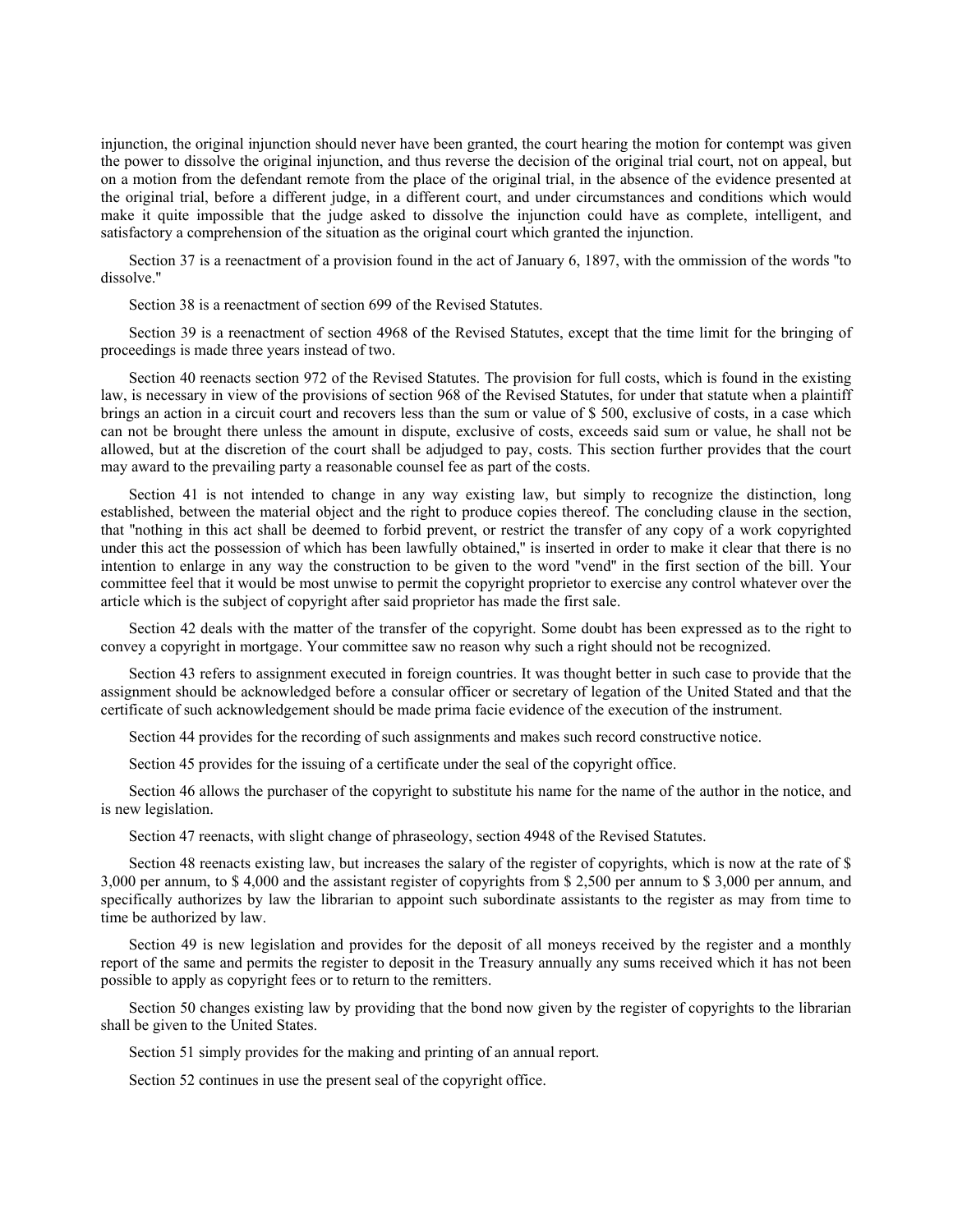injunction, the original injunction should never have been granted, the court hearing the motion for contempt was given the power to dissolve the original injunction, and thus reverse the decision of the original trial court, not on appeal, but on a motion from the defendant remote from the place of the original trial, in the absence of the evidence presented at the original trial, before a different judge, in a different court, and under circumstances and conditions which would make it quite impossible that the judge asked to dissolve the injunction could have as complete, intelligent, and satisfactory a comprehension of the situation as the original court which granted the injunction.

Section 37 is a reenactment of a provision found in the act of January 6, 1897, with the ommission of the words "to dissolve."

Section 38 is a reenactment of section 699 of the Revised Statutes.

Section 39 is a reenactment of section 4968 of the Revised Statutes, except that the time limit for the bringing of proceedings is made three years instead of two.

Section 40 reenacts section 972 of the Revised Statutes. The provision for full costs, which is found in the existing law, is necessary in view of the provisions of section 968 of the Revised Statutes, for under that statute when a plaintiff brings an action in a circuit court and recovers less than the sum or value of $ 500, exclusive of costs, in a case which can not be brought there unless the amount in dispute, exclusive of costs, exceeds said sum or value, he shall not be allowed, but at the discretion of the court shall be adjudged to pay, costs. This section further provides that the court may award to the prevailing party a reasonable counsel fee as part of the costs.

Section 41 is not intended to change in any way existing law, but simply to recognize the distinction, long established, between the material object and the right to produce copies thereof. The concluding clause in the section, that "nothing in this act shall be deemed to forbid prevent, or restrict the transfer of any copy of a work copyrighted under this act the possession of which has been lawfully obtained," is inserted in order to make it clear that there is no intention to enlarge in any way the construction to be given to the word "vend" in the first section of the bill. Your committee feel that it would be most unwise to permit the copyright proprietor to exercise any control whatever over the article which is the subject of copyright after said proprietor has made the first sale.

Section 42 deals with the matter of the transfer of the copyright. Some doubt has been expressed as to the right to convey a copyright in mortgage. Your committee saw no reason why such a right should not be recognized.

Section 43 refers to assignment executed in foreign countries. It was thought better in such case to provide that the assignment should be acknowledged before a consular officer or secretary of legation of the United Stated and that the certificate of such acknowledgement should be made prima facie evidence of the execution of the instrument.

Section 44 provides for the recording of such assignments and makes such record constructive notice.

Section 45 provides for the issuing of a certificate under the seal of the copyright office.

Section 46 allows the purchaser of the copyright to substitute his name for the name of the author in the notice, and is new legislation.

Section 47 reenacts, with slight change of phraseology, section 4948 of the Revised Statutes.

Section 48 reenacts existing law, but increases the salary of the register of copyrights, which is now at the rate of $ 3,000 per annum, to $ 4,000 and the assistant register of copyrights from $ 2,500 per annum to $ 3,000 per annum, and specifically authorizes by law the librarian to appoint such subordinate assistants to the register as may from time to time be authorized by law.

Section 49 is new legislation and provides for the deposit of all moneys received by the register and a monthly report of the same and permits the register to deposit in the Treasury annually any sums received which it has not been possible to apply as copyright fees or to return to the remitters.

Section 50 changes existing law by providing that the bond now given by the register of copyrights to the librarian shall be given to the United States.

Section 51 simply provides for the making and printing of an annual report.

Section 52 continues in use the present seal of the copyright office.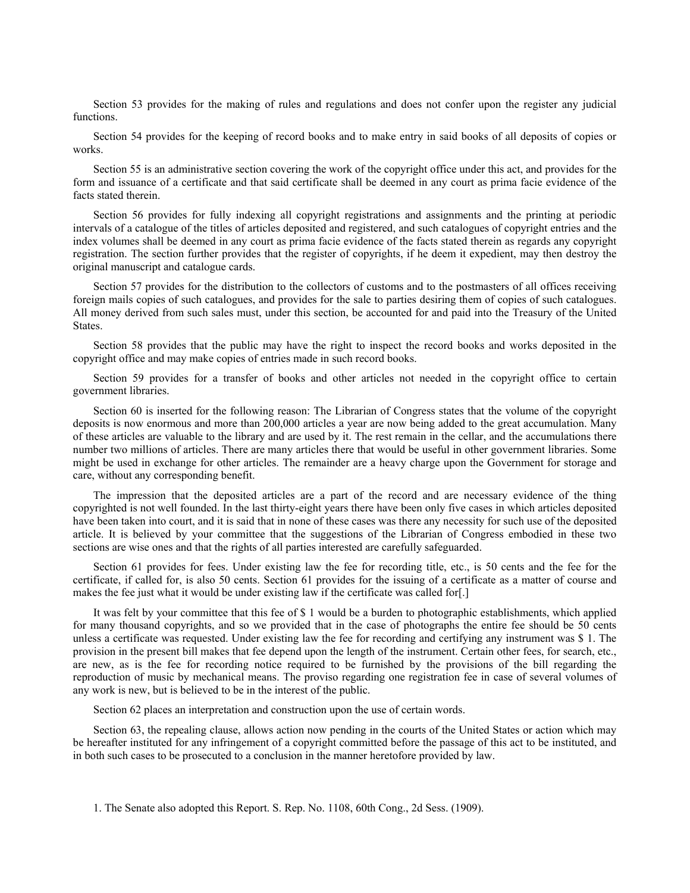Section 53 provides for the making of rules and regulations and does not confer upon the register any judicial functions.

Section 54 provides for the keeping of record books and to make entry in said books of all deposits of copies or works.

Section 55 is an administrative section covering the work of the copyright office under this act, and provides for the form and issuance of a certificate and that said certificate shall be deemed in any court as prima facie evidence of the facts stated therein.

Section 56 provides for fully indexing all copyright registrations and assignments and the printing at periodic intervals of a catalogue of the titles of articles deposited and registered, and such catalogues of copyright entries and the index volumes shall be deemed in any court as prima facie evidence of the facts stated therein as regards any copyright registration. The section further provides that the register of copyrights, if he deem it expedient, may then destroy the original manuscript and catalogue cards.

Section 57 provides for the distribution to the collectors of customs and to the postmasters of all offices receiving foreign mails copies of such catalogues, and provides for the sale to parties desiring them of copies of such catalogues. All money derived from such sales must, under this section, be accounted for and paid into the Treasury of the United States.

Section 58 provides that the public may have the right to inspect the record books and works deposited in the copyright office and may make copies of entries made in such record books.

Section 59 provides for a transfer of books and other articles not needed in the copyright office to certain government libraries.

Section 60 is inserted for the following reason: The Librarian of Congress states that the volume of the copyright deposits is now enormous and more than 200,000 articles a year are now being added to the great accumulation. Many of these articles are valuable to the library and are used by it. The rest remain in the cellar, and the accumulations there number two millions of articles. There are many articles there that would be useful in other government libraries. Some might be used in exchange for other articles. The remainder are a heavy charge upon the Government for storage and care, without any corresponding benefit.

The impression that the deposited articles are a part of the record and are necessary evidence of the thing copyrighted is not well founded. In the last thirty-eight years there have been only five cases in which articles deposited have been taken into court, and it is said that in none of these cases was there any necessity for such use of the deposited article. It is believed by your committee that the suggestions of the Librarian of Congress embodied in these two sections are wise ones and that the rights of all parties interested are carefully safeguarded.

Section 61 provides for fees. Under existing law the fee for recording title, etc., is 50 cents and the fee for the certificate, if called for, is also 50 cents. Section 61 provides for the issuing of a certificate as a matter of course and makes the fee just what it would be under existing law if the certificate was called for[.]

It was felt by your committee that this fee of $ 1 would be a burden to photographic establishments, which applied for many thousand copyrights, and so we provided that in the case of photographs the entire fee should be 50 cents unless a certificate was requested. Under existing law the fee for recording and certifying any instrument was $ 1. The provision in the present bill makes that fee depend upon the length of the instrument. Certain other fees, for search, etc., are new, as is the fee for recording notice required to be furnished by the provisions of the bill regarding the reproduction of music by mechanical means. The proviso regarding one registration fee in case of several volumes of any work is new, but is believed to be in the interest of the public.

Section 62 places an interpretation and construction upon the use of certain words.

Section 63, the repealing clause, allows action now pending in the courts of the United States or action which may be hereafter instituted for any infringement of a copyright committed before the passage of this act to be instituted, and in both such cases to be prosecuted to a conclusion in the manner heretofore provided by law.

1. The Senate also adopted this Report. S. Rep. No. 1108, 60th Cong., 2d Sess. (1909).